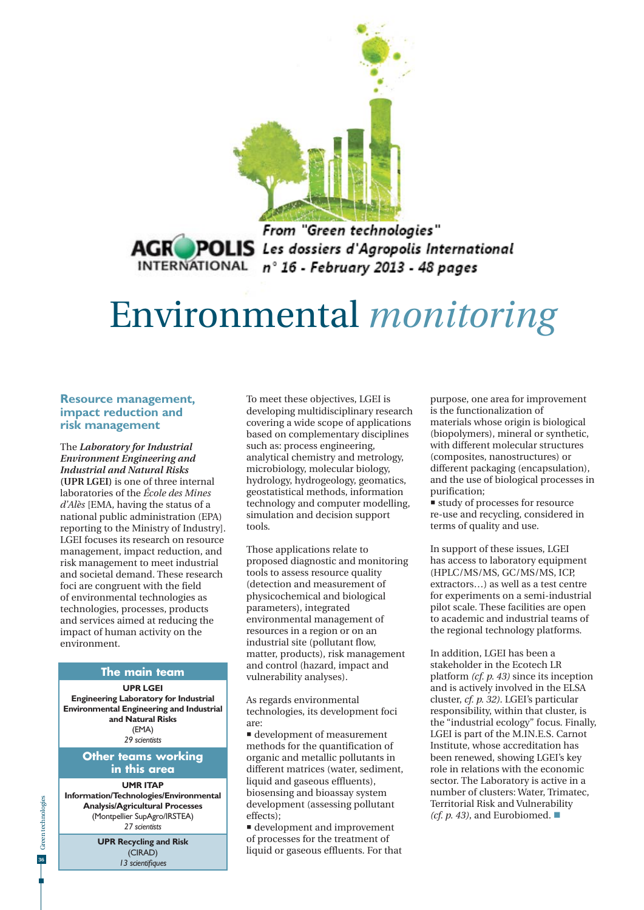From "Green technologies"
Les dossiers d'Agropolis International
n° 16 - February 2013 - 48 pages

# Environmental *monitoring*

### Resource management, impact reduction and risk management

The ***Laboratory for Industrial Environment Engineering and Industrial and Natural Risks*** **(UPR LGEI)** is one of three internal laboratories of the *École des Mines d'Alès* [EMA, having the status of a national public administration (EPA) reporting to the Ministry of Industry]. LGEI focuses its research on resource management, impact reduction, and risk management to meet industrial and societal demand. These research foci are congruent with the field of environmental technologies as technologies, processes, products and services aimed at reducing the impact of human activity on the environment.

To meet these objectives, LGEI is developing multidisciplinary research covering a wide scope of applications based on complementary disciplines such as: process engineering, analytical chemistry and metrology, microbiology, molecular biology, hydrology, hydrogeology, geomatics, geostatistical methods, information technology and computer modelling, simulation and decision support tools.

Those applications relate to proposed diagnostic and monitoring tools to assess resource quality (detection and measurement of physicochemical and biological parameters), integrated environmental management of resources in a region or on an industrial site (pollutant flow, matter, products), risk management and control (hazard, impact and vulnerability analyses).

As regards environmental technologies, its development foci are:

- development of measurement methods for the quantification of organic and metallic pollutants in different matrices (water, sediment, liquid and gaseous effluents), biosensing and bioassay system development (assessing pollutant effects);
- development and improvement of processes for the treatment of liquid or gaseous effluents. For that purpose, one area for improvement is the functionalization of materials whose origin is biological (biopolymers), mineral or synthetic, with different molecular structures (composites, nanostructures) or different packaging (encapsulation), and the use of biological processes in purification;
- study of processes for resource re-use and recycling, considered in terms of quality and use.

In support of these issues, LGEI has access to laboratory equipment (HPLC/MS/MS, GC/MS/MS, ICP, extractors…) as well as a test centre for experiments on a semi-industrial pilot scale. These facilities are open to academic and industrial teams of the regional technology platforms.

In addition, LGEI has been a stakeholder in the Ecotech LR platform *(cf. p. 43)* since its inception and is actively involved in the ELSA cluster, *cf. p. 32)*. LGEI's particular responsibility, within that cluster, is the "industrial ecology" focus. Finally, LGEI is part of the M.IN.E.S. Carnot Institute, whose accreditation has been renewed, showing LGEI's key role in relations with the economic sector. The Laboratory is active in a number of clusters: Water, Trimatec, Territorial Risk and Vulnerability *(cf. p. 43)*, and Eurobiomed. ■

---

**The main team**

**UPR LGEI**
**Engineering Laboratory for Industrial Environmental Engineering and Industrial and Natural Risks**
(EMA)
*29 scientists*

**Other teams working in this area**

**UMR ITAP**
**Information/Technologies/Environmental Analysis/Agricultural Processes**
(Montpellier SupAgro/IRSTEA)
*27 scientists*

**UPR Recycling and Risk**
(CIRAD)
*13 scientifiques*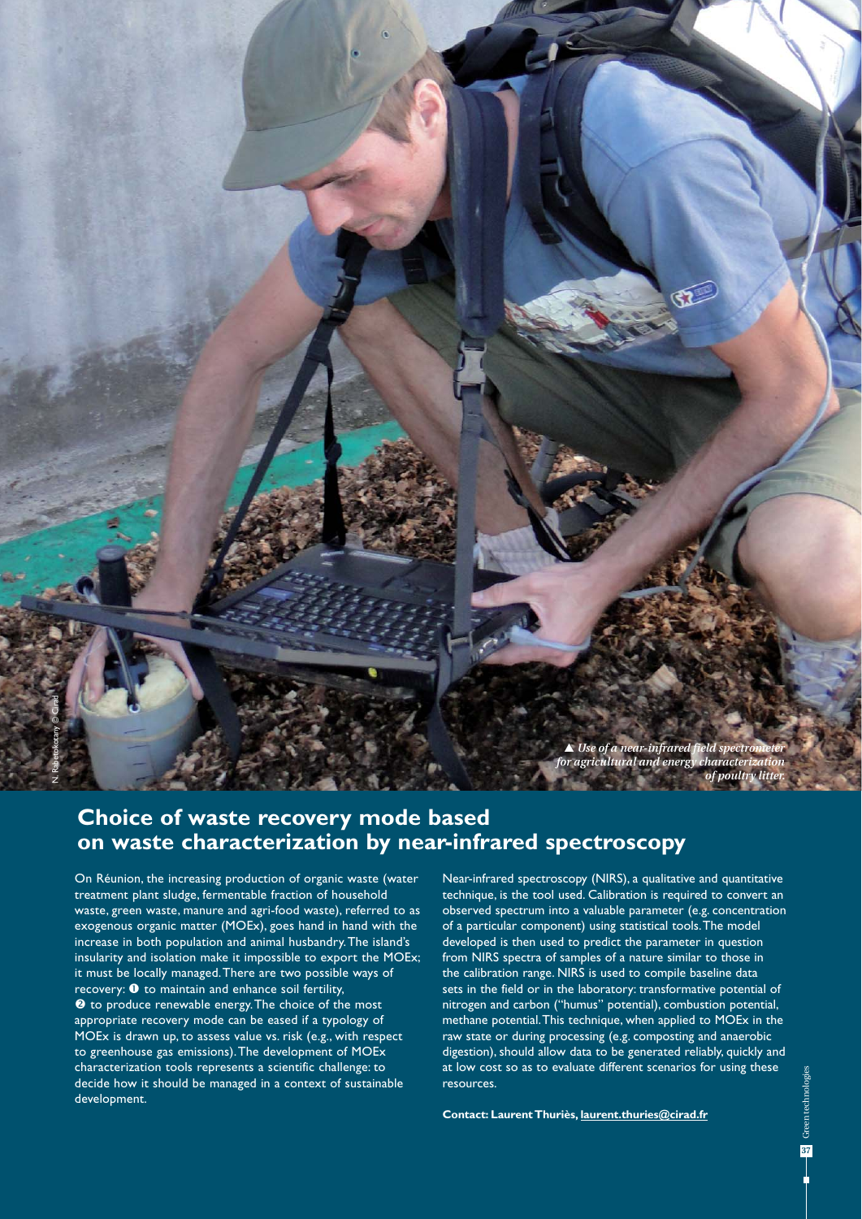*▲ Use of a near-infrared field spectrometer for agricultural and energy characterization of poultry litter.*

N. Rabetokotany © Cirad

## Choice of waste recovery mode based on waste characterization by near-infrared spectroscopy

On Réunion, the increasing production of organic waste (water treatment plant sludge, fermentable fraction of household waste, green waste, manure and agri-food waste), referred to as exogenous organic matter (MOEx), goes hand in hand with the increase in both population and animal husbandry. The island's insularity and isolation make it impossible to export the MOEx; it must be locally managed. There are two possible ways of recovery: ❶ to maintain and enhance soil fertility, ❷ to produce renewable energy. The choice of the most appropriate recovery mode can be eased if a typology of MOEx is drawn up, to assess value vs. risk (e.g., with respect to greenhouse gas emissions). The development of MOEx characterization tools represents a scientific challenge: to decide how it should be managed in a context of sustainable development.

Near-infrared spectroscopy (NIRS), a qualitative and quantitative technique, is the tool used. Calibration is required to convert an observed spectrum into a valuable parameter (e.g. concentration of a particular component) using statistical tools. The model developed is then used to predict the parameter in question from NIRS spectra of samples of a nature similar to those in the calibration range. NIRS is used to compile baseline data sets in the field or in the laboratory: transformative potential of nitrogen and carbon ("humus" potential), combustion potential, methane potential. This technique, when applied to MOEx in the raw state or during processing (e.g. composting and anaerobic digestion), should allow data to be generated reliably, quickly and at low cost so as to evaluate different scenarios for using these resources.

**Contact: Laurent Thuriès, laurent.thuries@cirad.fr**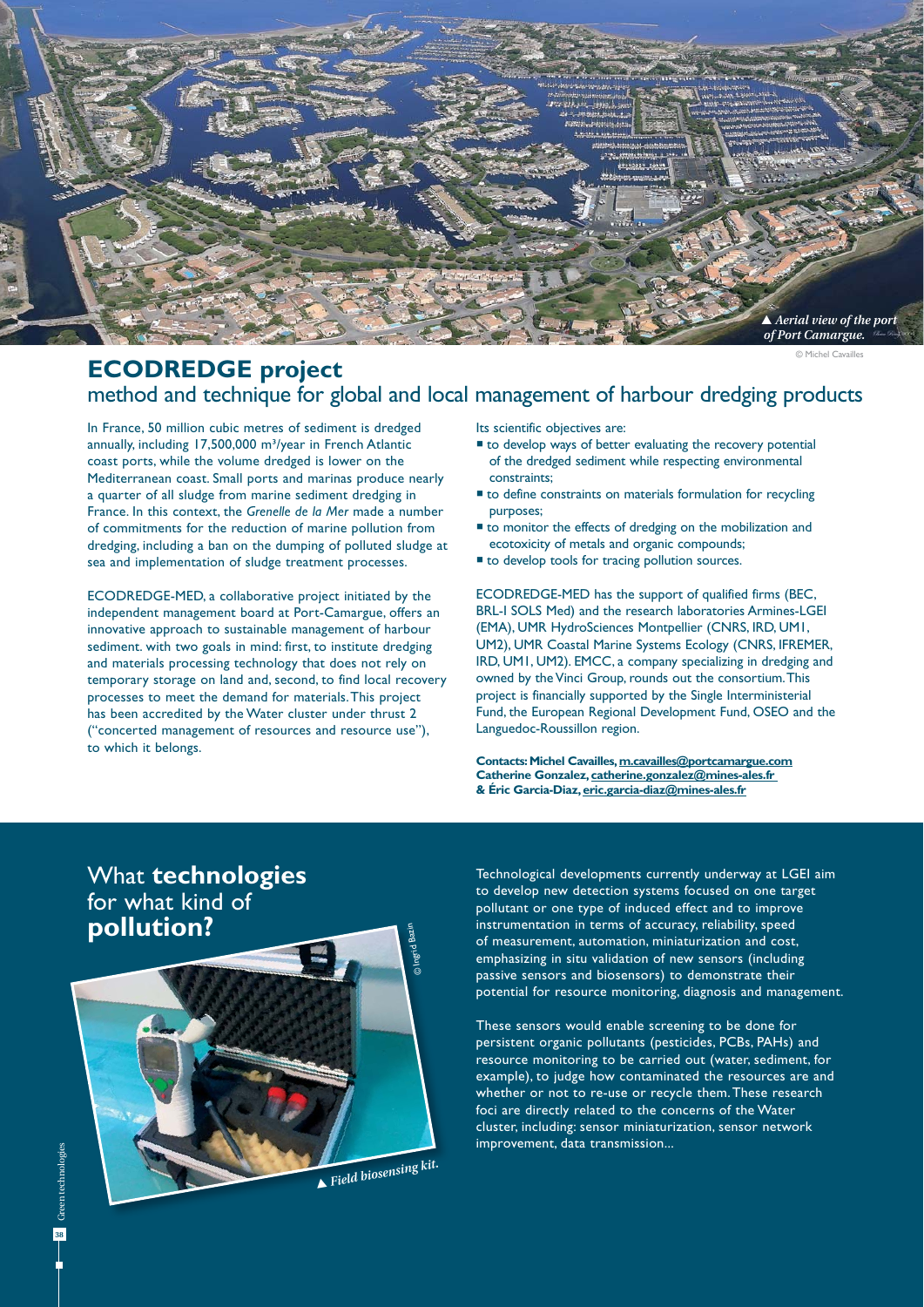▲ *Aerial view of the port of Port Camargue.*

© Michel Cavailles

## ECODREDGE project
### method and technique for global and local management of harbour dredging products

In France, 50 million cubic metres of sediment is dredged annually, including 17,500,000 m³/year in French Atlantic coast ports, while the volume dredged is lower on the Mediterranean coast. Small ports and marinas produce nearly a quarter of all sludge from marine sediment dredging in France. In this context, the *Grenelle de la Mer* made a number of commitments for the reduction of marine pollution from dredging, including a ban on the dumping of polluted sludge at sea and implementation of sludge treatment processes.

ECODREDGE-MED, a collaborative project initiated by the independent management board at Port-Camargue, offers an innovative approach to sustainable management of harbour sediment. with two goals in mind: first, to institute dredging and materials processing technology that does not rely on temporary storage on land and, second, to find local recovery processes to meet the demand for materials. This project has been accredited by the Water cluster under thrust 2 ("concerted management of resources and resource use"), to which it belongs.

Its scientific objectives are:

- to develop ways of better evaluating the recovery potential of the dredged sediment while respecting environmental constraints;
- to define constraints on materials formulation for recycling purposes;
- to monitor the effects of dredging on the mobilization and ecotoxicity of metals and organic compounds;
- to develop tools for tracing pollution sources.

ECODREDGE-MED has the support of qualified firms (BEC, BRL-I SOLS Med) and the research laboratories Armines-LGEI (EMA), UMR HydroSciences Montpellier (CNRS, IRD, UM1, UM2), UMR Coastal Marine Systems Ecology (CNRS, IFREMER, IRD, UM1, UM2). EMCC, a company specializing in dredging and owned by the Vinci Group, rounds out the consortium. This project is financially supported by the Single Interministerial Fund, the European Regional Development Fund, OSEO and the Languedoc-Roussillon region.

**Contacts: Michel Cavailles, m.cavailles@portcamargue.com**
**Catherine Gonzalez, catherine.gonzalez@mines-ales.fr**
**& Éric Garcia-Diaz, eric.garcia-diaz@mines-ales.fr**

## What **technologies** for what kind of **pollution?**

© Ingrid Bazin

▲ *Field biosensing kit.*

Technological developments currently underway at LGEI aim to develop new detection systems focused on one target pollutant or one type of induced effect and to improve instrumentation in terms of accuracy, reliability, speed of measurement, automation, miniaturization and cost, emphasizing in situ validation of new sensors (including passive sensors and biosensors) to demonstrate their potential for resource monitoring, diagnosis and management.

These sensors would enable screening to be done for persistent organic pollutants (pesticides, PCBs, PAHs) and resource monitoring to be carried out (water, sediment, for example), to judge how contaminated the resources are and whether or not to re-use or recycle them. These research foci are directly related to the concerns of the Water cluster, including: sensor miniaturization, sensor network improvement, data transmission...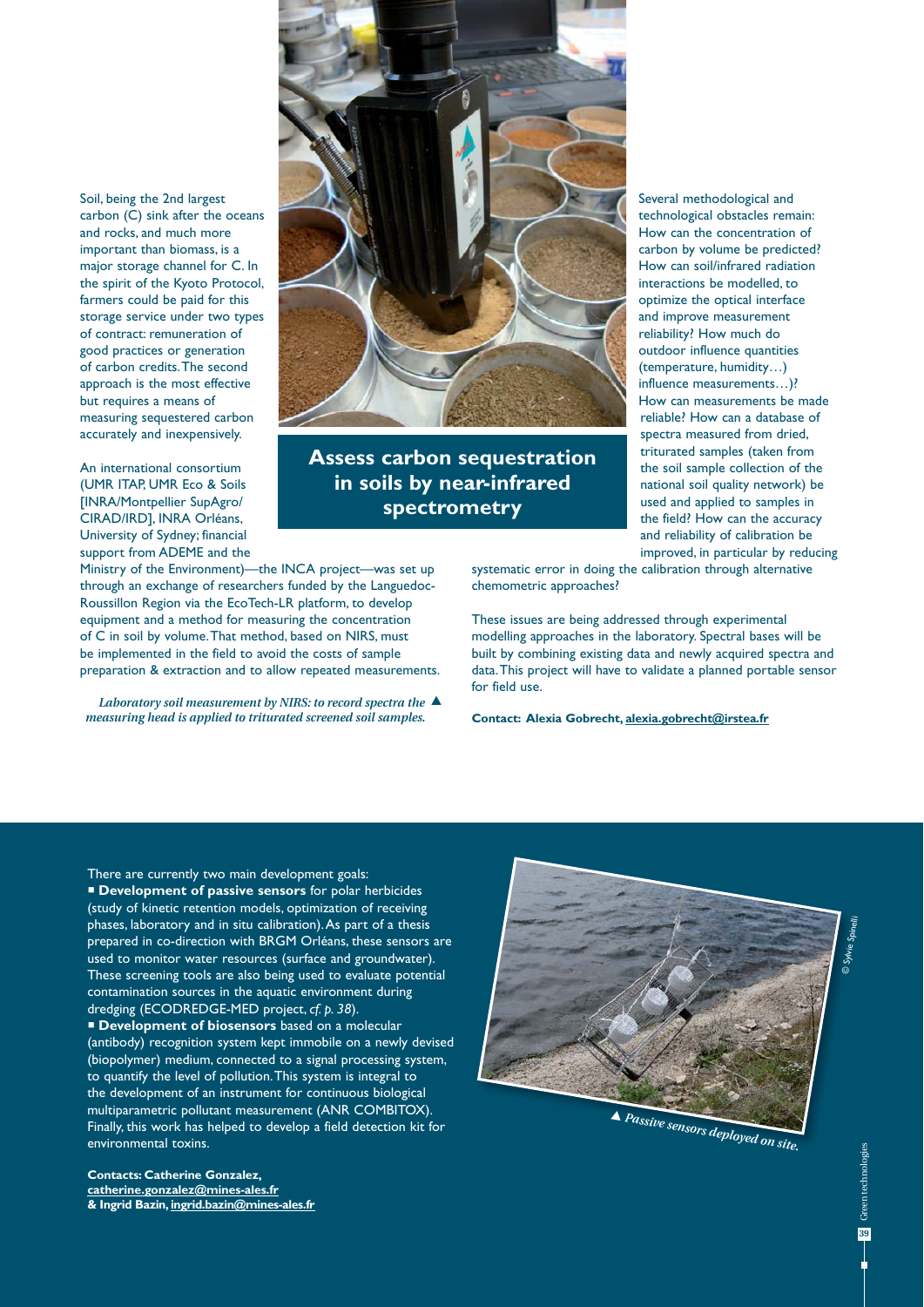## Assess carbon sequestration in soils by near-infrared spectrometry

Soil, being the 2nd largest carbon (C) sink after the oceans and rocks, and much more important than biomass, is a major storage channel for C. In the spirit of the Kyoto Protocol, farmers could be paid for this storage service under two types of contract: remuneration of good practices or generation of carbon credits. The second approach is the most effective but requires a means of measuring sequestered carbon accurately and inexpensively.

An international consortium (UMR ITAP, UMR Eco & Soils [INRA/Montpellier SupAgro/CIRAD/IRD], INRA Orléans, University of Sydney; financial support from ADEME and the Ministry of the Environment)—the INCA project—was set up through an exchange of researchers funded by the Languedoc-Roussillon Region via the EcoTech-LR platform, to develop equipment and a method for measuring the concentration of C in soil by volume. That method, based on NIRS, must be implemented in the field to avoid the costs of sample preparation & extraction and to allow repeated measurements.

*Laboratory soil measurement by NIRS: to record spectra the measuring head is applied to triturated screened soil samples.* ▲

Several methodological and technological obstacles remain: How can the concentration of carbon by volume be predicted? How can soil/infrared radiation interactions be modelled, to optimize the optical interface and improve measurement reliability? How much do outdoor influence quantities (temperature, humidity…) influence measurements…)? How can measurements be made reliable? How can a database of spectra measured from dried, triturated samples (taken from the soil sample collection of the national soil quality network) be used and applied to samples in the field? How can the accuracy and reliability of calibration be improved, in particular by reducing systematic error in doing the calibration through alternative chemometric approaches?

These issues are being addressed through experimental modelling approaches in the laboratory. Spectral bases will be built by combining existing data and newly acquired spectra and data. This project will have to validate a planned portable sensor for field use.

**Contact: Alexia Gobrecht, alexia.gobrecht@irstea.fr**

There are currently two main development goals:

- **Development of passive sensors** for polar herbicides (study of kinetic retention models, optimization of receiving phases, laboratory and in situ calibration). As part of a thesis prepared in co-direction with BRGM Orléans, these sensors are used to monitor water resources (surface and groundwater). These screening tools are also being used to evaluate potential contamination sources in the aquatic environment during dredging (ECODREDGE-MED project, *cf. p. 38*).
- **Development of biosensors** based on a molecular (antibody) recognition system kept immobile on a newly devised (biopolymer) medium, connected to a signal processing system, to quantify the level of pollution. This system is integral to the development of an instrument for continuous biological multiparametric pollutant measurement (ANR COMBITOX). Finally, this work has helped to develop a field detection kit for environmental toxins.

**Contacts: Catherine Gonzalez, catherine.gonzalez@mines-ales.fr & Ingrid Bazin, ingrid.bazin@mines-ales.fr**

▲ *Passive sensors deployed on site.*

© Sylvie Spinelli